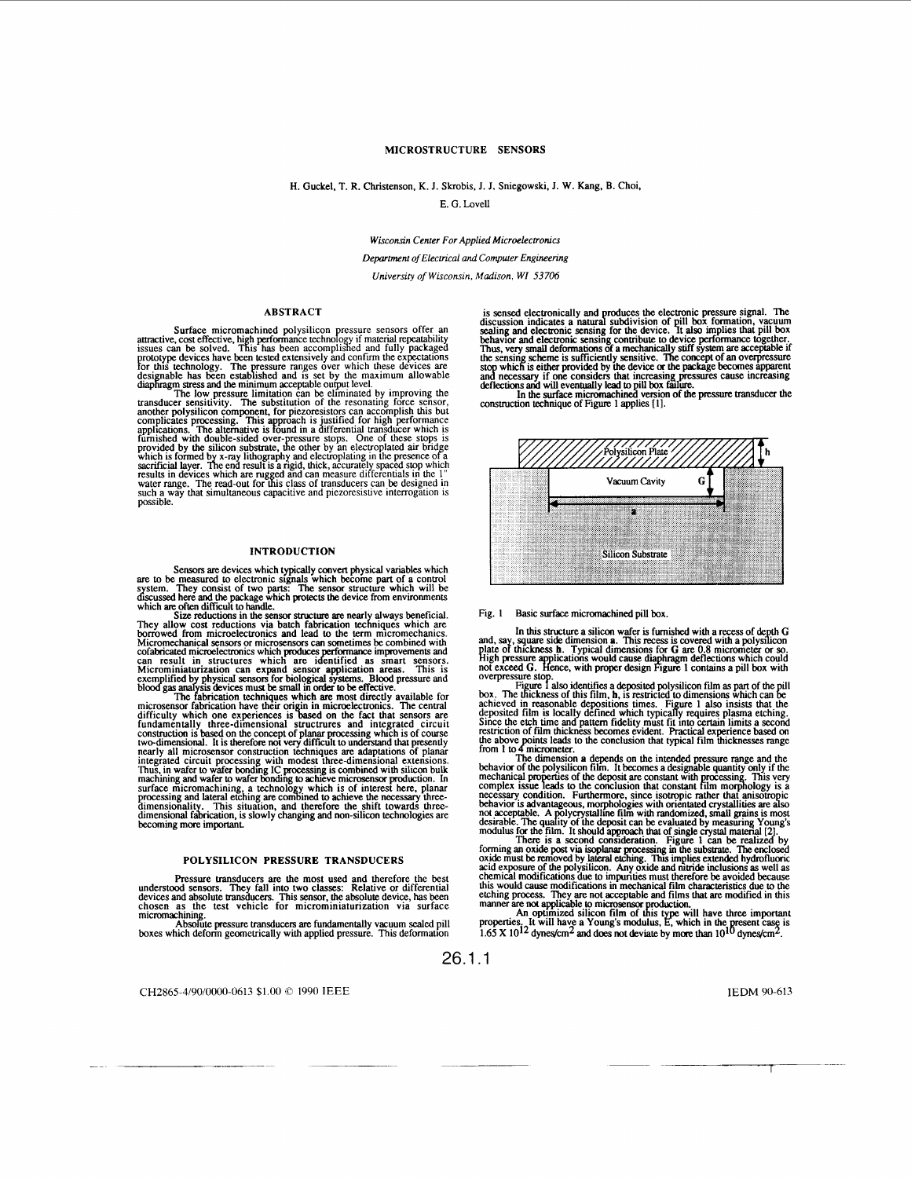# MICROSTRUCTURE SENSORS

H. Guckel, T. R. Christenson, K. J. Skrobis, J. J. Sniegowski, J. W. Kang, B. Choi, E. G. Lovell

*Wisconsin Center For Applied Microelectronics*
*Department of Electrical and Computer Engineering*
*University of Wisconsin, Madison, WI 53706*

## ABSTRACT

Surface micromachined polysilicon pressure sensors offer an attractive, cost effective, high performance technology if material repeatability issues can be solved. This has been accomplished and fully packaged prototype devices have been tested extensively and confirm the expectations for this technology. The pressure ranges over which these devices are designable has been established and is set by the maximum allowable diaphragm stress and the minimum acceptable output level.

The low pressure limitation can be eliminated by improving the transducer sensitivity. The substitution of the resonating force sensor, another polysilicon component, for piezoresistors can accomplish this but complicates processing. This approach is justified for high performance applications. The alternative is found in a differential transducer which is furnished with double-sided over-pressure stops. One of these stops is provided by the silicon substrate, the other by an electroplated air bridge which is formed by x-ray lithography and electroplating in the presence of a sacrificial layer. The end result is a rigid, thick, accurately spaced stop which results in devices which are rugged and can measure differentials in the 1" water range. The read-out for this class of transducers can be designed in such a way that simultaneous capacitive and piezoresistive interrogation is possible.

## INTRODUCTION

Sensors are devices which typically convert physical variables which are to be measured to electronic signals which become part of a control system. They consist of two parts: The sensor structure which will be discussed here and the package which protects the device from environments which are often difficult to handle.

Size reductions in the sensor structure are nearly always beneficial. They allow cost reductions via batch fabrication techniques which are borrowed from microelectronics and lead to the term micromechanics. Micromechanical sensors or microsensors can sometimes be combined with cofabricated microelectronics which produces performance improvements and can result in structures which are identified as smart sensors. Microminiaturization can expand sensor application areas. This is exemplified by physical sensors for biological systems. Blood pressure and blood gas analysis devices must be small in order to be effective.

The fabrication techniques which are most directly available for microsensor fabrication have their origin in microelectronics. The central difficulty which one experiences is based on the fact that sensors are fundamentally three-dimensional structures and integrated circuit construction is based on the concept of planar processing which is of course two-dimensional. It is therefore not very difficult to understand that presently nearly all microsensor construction techniques are adaptations of planar integrated circuit processing with modest three-dimensional extensions. Thus, in wafer to wafer bonding IC processing is combined with silicon bulk machining and wafer to wafer bonding to achieve microsensor production. In surface micromachining, a technology which is of interest here, planar processing and lateral etching are combined to achieve the necessary three-dimensionality. This situation, and therefore the shift towards three-dimensional fabrication, is slowly changing and non-silicon technologies are becoming more important.

## POLYSILICON PRESSURE TRANSDUCERS

Pressure transducers are the most used and therefore the best understood sensors. They fall into two classes: Relative or differential devices and absolute transducers. This sensor, the absolute device, has been chosen as the test vehicle for microminiaturization via surface micromachining.

Absolute pressure transducers are fundamentally vacuum sealed pill boxes which deform geometrically with applied pressure. This deformation is sensed electronically and produces the electronic pressure signal. The discussion indicates a natural subdivision of pill box formation, vacuum sealing and electronic sensing for the device. It also implies that pill box behavior and electronic sensing contribute to device performance together. Thus, very small deformations of a mechanically stiff system are acceptable if the sensing scheme is sufficiently sensitive. The concept of an overpressure stop which is either provided by the device or the package becomes apparent and necessary if one considers that increasing pressures cause increasing deflections and will eventually lead to pill box failure.

In the surface micromachined version of the pressure transducer the construction technique of Figure 1 applies [1].

Fig. 1 Basic surface micromachined pill box.

In this structure a silicon wafer is furnished with a recess of depth G and, say, square side dimension **a**. This recess is covered with a polysilicon plate of thickness **h**. Typical dimensions for G are 0.8 micrometer or so. High pressure applications would cause diaphragm deflections which could not exceed G. Hence, with proper design Figure 1 contains a pill box with overpressure stop.

Figure 1 also identifies a deposited polysilicon film as part of the pill box. The thickness of this film, **h**, is restricted to dimensions which can be achieved in reasonable depositions times. Figure 1 also insists that the deposited film is locally defined which typically requires plasma etching. Since the etch time and pattern fidelity must fit into certain limits a second restriction of film thickness becomes evident. Practical experience based on the above points leads to the conclusion that typical film thicknesses range from 1 to 4 micrometer.

The dimension **a** depends on the intended pressure range and the behavior of the polysilicon film. It becomes a designable quantity only if the mechanical properties of the deposit are constant with processing. This very complex issue leads to the conclusion that constant film morphology is a necessary condition. Furthermore, since isotropic rather that anisotropic behavior is advantageous, morphologies with orientated crystallities are also not acceptable. A polycrystalline film with randomized, small grains is most desirable. The quality of the deposit can be evaluated by measuring Young's modulus for the film. It should approach that of single crystal material [2].

There is a second consideration. Figure 1 can be realized by forming an oxide post via isoplanar processing in the substrate. The enclosed oxide must be removed by lateral etching. This implies extended hydrofluoric acid exposure of the polysilicon. Any oxide and nitride inclusions as well as chemical modifications due to impurities must therefore be avoided because this would cause modifications in mechanical film characteristics due to the etching process. They are not acceptable and films that are modified in this manner are not applicable to microsensor production.

An optimized silicon film of this type will have three important properties. It will have a Young's modulus, E, which in the present case is $1.65 \times 10^{12}$ dynes/cm$^2$ and does not deviate by more than $10^{10}$ dynes/cm$^2$.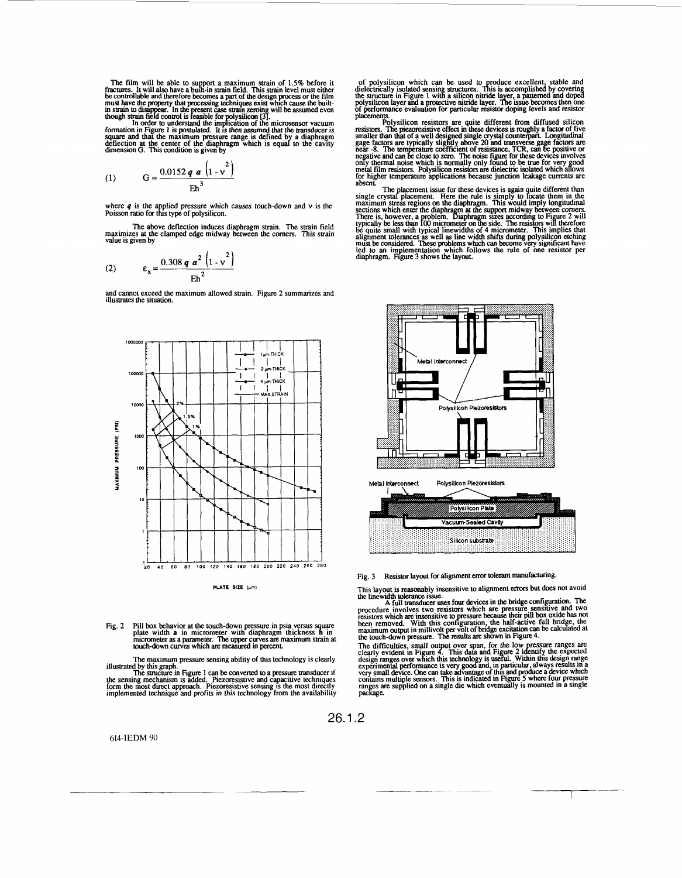The film will be able to support a maximum strain of 1.5% before it fractures. It will also have a built-in strain field. This strain level must either be controllable and therefore becomes a part of the design process or the film must have the property that processing techniques exist which cause the built-in strain to disappear. In the present case strain zeroing will be assumed even though strain field control is feasible for polysilicon [3].

In order to understand the implication of the microsensor vacuum formation in Figure 1 is postulated. It is then assumed that the transducer is square and that the maximum pressure range is defined by a diaphragm deflection at the center of the diaphragm which is equal to the cavity dimension G. This condition is given by

$$G = \frac{0.0152\, q\, a\, \left(1 - \nu^2\right)}{E h^3} \quad (1)$$

where $q$ is the applied pressure which causes touch-down and $\nu$ is the Poisson ratio for this type of polysilicon.

The above deflection induces diaphragm strain. The strain field maximizes at the clamped edge midway between the corners. This strain value is given by

$$\varepsilon_x = \frac{0.308\, q\, a^2\, \left(1 - \nu^2\right)}{E h^2} \quad (2)$$

and cannot exceed the maximum allowed strain. Figure 2 summarizes and illustrates the situation.

Fig. 2 Pill box behavior at the touch-down pressure in psia versus square plate width a in micrometer with diaphragm thickness h in micrometer as a parameter. The upper curves are maximum strain at touch-down curves which are measured in percent.

The maximum pressure sensing ability of this technology is clearly illustrated by this graph.

The structure in Figure 1 can be converted to a pressure transducer if the sensing mechanism is added. Piezoresistive and capacitive techniques form the most direct approach. Piezoresistive sensing is the most directly implemented technique and profits in this technology from the availability of polysilicon which can be used to produce excellent, stable and dielectrically isolated sensing structures. This is accomplished by covering the structure in Figure 1 with a silicon nitride layer, a patterned and doped polysilicon layer and a protective nitride layer. The issue becomes then one of performance evaluation for particular resistor doping levels and resistor placements.

Polysilicon resistors are quite different from diffused silicon resistors. The piezoresistive effect in these devices is roughly a factor of five smaller than that of a well designed single crystal counterpart. Longitudinal gage factors are typically slightly above 20 and transverse gage factors are near -8. The temperature coefficient of resistance, TCR, can be positive or negative and can be close to zero. The noise figure for these devices involves only thermal noise which is normally only found to be true for very good metal film resistors. Polysilicon resistors are dielectric isolated which allows for higher temperature applications because junction leakage currents are absent.

The placement issue for these devices is again quite different than single crystal placement. Here the rule is simply to locate them in the maximum stress regions on the diaphragm. This would imply longitudinal sections which enter the diaphragm at the support midway between corners. There is, however, a problem. Diaphragm sizes according to Figure 2 will typically be less than 100 micrometer on the side. The resistors will therefore be quite small with typical linewidths of 4 micrometer. This implies that alignment tolerances as well as line width shifts during polysilicon etching must be considered. These problems which can become very significant have led to an implementation which follows the rule of one resistor per diaphragm. Figure 3 shows the layout.

Fig. 3 Resistor layout for alignment error tolerant manufacturing.

This layout is reasonably insensitive to alignment errors but does not avoid the linewidth tolerance issue.

A full transducer uses four devices in the bridge configuration. The procedure involves two resistors which are pressure sensitive and two resistors which are insensitive to pressure because their pill box oxide has not been removed. With this configuration, the half-active full bridge, the maximum output in millivolt per volt of bridge excitation can be calculated at the touch-down pressure. The results are shown in Figure 4.

The difficulties, small output over span, for the low pressure ranges are clearly evident in Figure 4. This data and Figure 2 identify the expected design ranges over which this technology is useful. Within this design range experimental performance is very good and, in particular, always results in a very small device. One can take advantage of this and produce a device which contains multiple sensors. This is indicated in Figure 5 where four pressure ranges are supplied on a single die which eventually is mounted in a single package.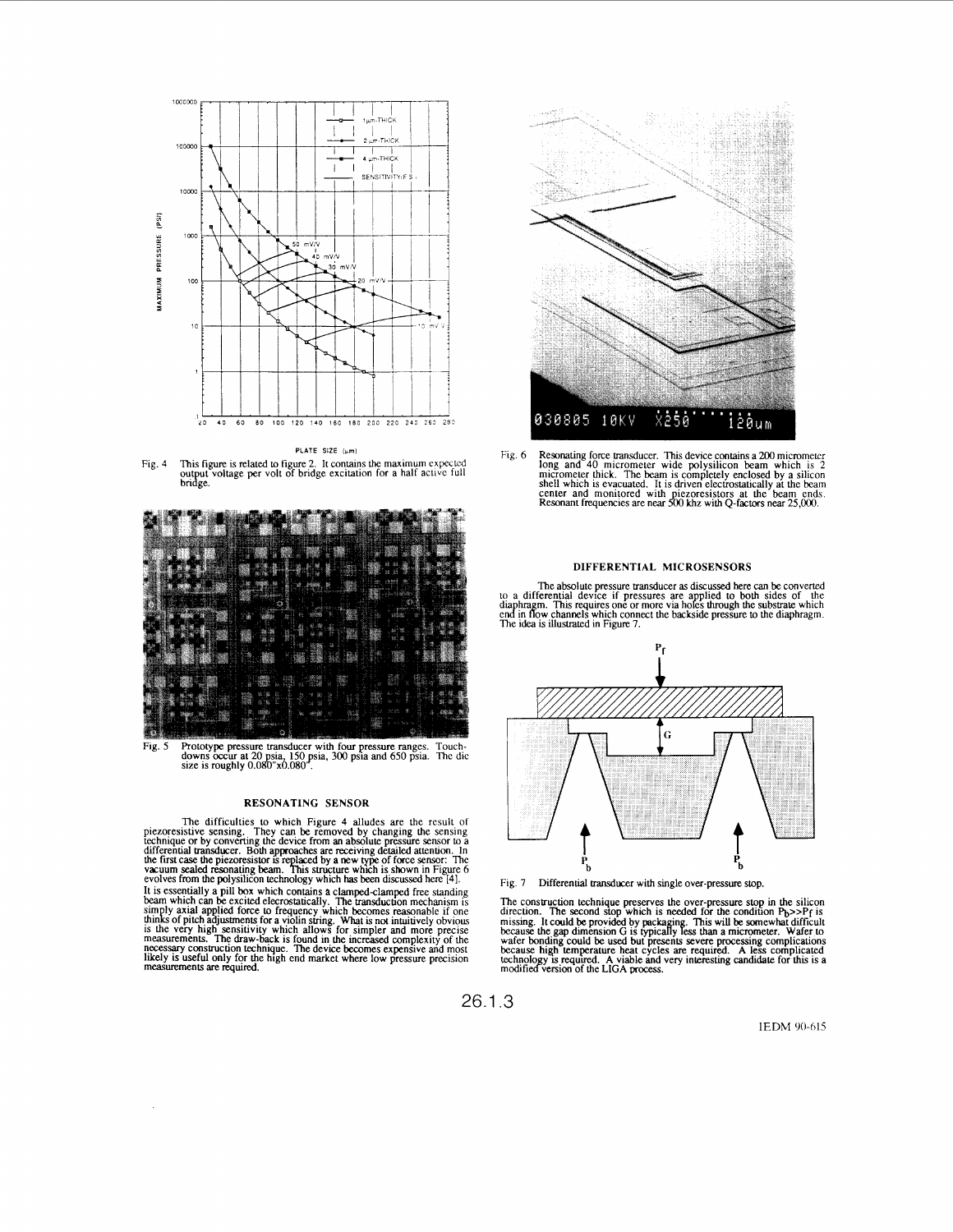Fig. 4 This figure is related to figure 2. It contains the maximum expected output voltage per volt of bridge excitation for a half active full bridge.

Fig. 5 Prototype pressure transducer with four pressure ranges. Touch-downs occur at 20 psia, 150 psia, 300 psia and 650 psia. The die size is roughly 0.080"x0.080".

## RESONATING SENSOR

The difficulties to which Figure 4 alludes are the result of piezoresistive sensing. They can be removed by changing the sensing technique or by converting the device from an absolute pressure sensor to a differential transducer. Both approaches are receiving detailed attention. In the first case the piezoresistor is replaced by a new type of force sensor: The vacuum sealed resonating beam. This structure which is shown in Figure 6 evolves from the polysilicon technology which has been discussed here [4].

It is essentially a pill box which contains a clamped-clamped free standing beam which can be excited elecrostatically. The transduction mechanism is simply axial applied force to frequency which becomes reasonable if one thinks of pitch adjustments for a violin string. What is not intuitively obvious is the very high sensitivity which allows for simpler and more precise measurements. The draw-back is found in the increased complexity of the necessary construction technique. The device becomes expensive and most likely is useful only for the high end market where low pressure precision measurements are required.

Fig. 6 Resonating force transducer. This device contains a 200 micrometer long and 40 micrometer wide polysilicon beam which is 2 micrometer thick. The beam is completely enclosed by a silicon shell which is evacuated. It is driven electrostatically at the beam center and monitored with piezoresistors at the beam ends. Resonant frequencies are near 500 khz with Q-factors near 25,000.

## DIFFERENTIAL MICROSENSORS

The absolute pressure transducer as discussed here can be converted to a differential device if pressures are applied to both sides of the diaphragm. This requires one or more via holes through the substrate which end in flow channels which connect the backside pressure to the diaphragm. The idea is illustrated in Figure 7.

Fig. 7 Differential transducer with single over-pressure stop.

The construction technique preserves the over-pressure stop in the silicon direction. The second stop which is needed for the condition $P_b >> P_f$ is missing. It could be provided by packaging. This will be somewhat difficult because the gap dimension G is typically less than a micrometer. Wafer to wafer bonding could be used but presents severe processing complications because high temperature heat cycles are required. A less complicated technology is required. A viable and very interesting candidate for this is a modified version of the LIGA process.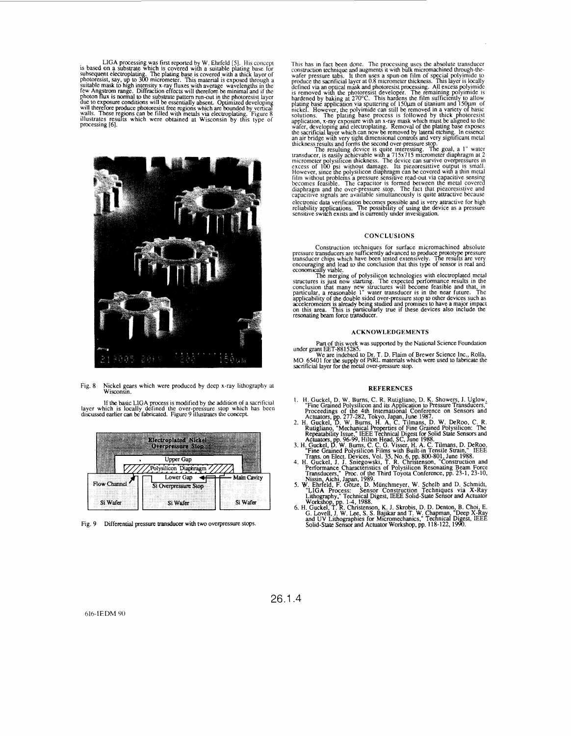LIGA processing was first reported by W. Ehrfeld [5]. His concept is based on a substrate which is covered with a suitable plating base for subsequent electroplating. The plating base is covered with a thick layer of photoresist, say, up to 300 micrometer. This material is exposed through a suitable mask to high intensity x-ray fluxes with average wavelengths in the few Angstrom range. Diffraction effects will therefore be minimal and if the photon flux is normal to the substrate pattern run-out in the photoresist layer due to exposure conditions will be essentially absent. Optimized developing will therefore produce photoresist free regions which are bounded by vertical walls. These regions can be filled with metals via electroplating. Figure 8 illustrates results which were obtained at Wisconsin by this type of processing [6].

Fig. 8 Nickel gears which were produced by deep x-ray lithography at Wisconsin.

If the basic LIGA process is modified by the addition of a sacrificial layer which is locally defined the over-pressure stop which has been discussed earlier can be fabricated. Figure 9 illustrates the concept.

Electroplated Nickel Overpressure Stop
Upper Gap
Polysilicon Diaphragm
Lower Gap
Flow Channel
Main Cavity
Si Overpressure Stop
Si Wafer
Si Wafer
Si Wafer

Fig. 9 Differential pressure transducer with two overpressure stops.

This has in fact been done. The processing uses the absolute transducer construction technique and augments it with bulk micromachined through-the-wafer pressure tabs. It then uses a spun-on film of special polyimide to produce the sacrificial layer at 0.8 micrometer thickness. This layer is locally defined via an optical mask and photoresist processing. All excess polyimide is removed with the photoresist developer. The remaining polyimide is hardened by baking at 270°C. This hardens the film sufficiently to allow plating base application via sputtering of 150μm of titanium and 150μm of nickel. However, the polyimide can still be removed in a variety of basic solutions. The plating base process is followed by thick photoresist application, x-ray exposure with an x-ray mask which must be aligned to the wafer, developing and electroplating. Removal of the plating base exposes the sacrificial layer which can now be removed by lateral etching. In essence an air bridge with very tight dimensional controls and very significant metal thickness results and forms the second over-pressure stop.

The resulting device is quite interesting. The goal, a 1" water transducer, is easily achievable with a 715x715 micrometer diaphragm at 2 micrometer polysilicon thickness. The device can survive overpressures in excess of 100 psi without damage. Its piezoresistive output is small. However, since the polysilicon diaphragm can be covered with a thin metal film without problems a pressure sensitive read-out via capacitive sensing becomes feasible. The capacitor is formed between the metal covered diaphragm and the over-pressure stop. The fact that piezoresistive and capacitive signals are available simultaneously is quite attractive because electronic data verification becomes possible and is very attractive for high reliability applications. The possibility of using the device as a pressure sensitive switch exists and is currently under investigation.

## CONCLUSIONS

Construction techniques for surface micromachined absolute pressure transducers are sufficiently advanced to produce prototype pressure transducer chips which have been tested extensively. The results are very encouraging and lead to the conclusion that this type of sensor is real and economically viable.

The merging of polysilicon technologies with electroplated metal structures is just now starting. The expected performance results in the conclusion that many new structures will become feasible and that, in particular, a reasonable 1" water transducer is in the near future. The applicability of the double sided over-pressure stop to other devices such as accelerometers is already being studied and promises to have a major impact on this area. This is particularly true if these devices also include the resonating beam force transducer.

## ACKNOWLEDGEMENTS

Part of this work was supported by the National Science Foundation under grant EET-8815285.

We are indebted to Dr. T. D. Flaim of Brewer Science Inc., Rolla, MO 65401 for the supply of PiRL materials which were used to fabricate the sacrificial layer for the metal over-pressure stop.

## REFERENCES

1. H. Guckel, D. W. Burns, C. R. Rutigliano, D. K. Showers, J. Uglow, "Fine Grained Polysilicon and its Application to Pressure Transducers," Proceedings of the 4th International Conference on Sensors and Actuators, pp. 277-282, Tokyo, Japan, June 1987.
2. H. Guckel, D. W. Burns, H. A. C. Tilmans, D. W. DeRoo, C. R. Rutigliano, "Mechanical Properties of Fine Grained Polysilicon: The Repeatability Issue," IEEE Technical Digest for Solid State Sensors and Actuators, pp. 96-99, Hilton Head, SC, June 1988.
3. H. Guckel, D. W. Burns, C. C. G. Visser, H. A. C. Tilmans, D. DeRoo, "Fine Grained Polysilicon Films with Built-in Tensile Strain," IEEE Trans. on Elect. Devices, Vol. 35, No. 6, pp. 800-801, June 1988.
4. H. Guckel, J. J. Sniegowski, T. R. Christenson, "Construction and Performance Characteristics of Polysilicon Resonating Beam Force Transducers," Proc. of the Third Toyota Conference, pp. 23-1, 23-10, Nissin, Aichi, Japan, 1989.
5. W. Ehrfeld, F. Götze, D. Münchmeyer, W. Schelb and D. Schmidt, "LIGA Process: Sensor Construction Techniques via X-Ray Lithography," Technical Digest, IEEE Solid-State Sensor and Actuator Workshop, pp. 1-4, 1988.
6. H. Guckel, T. R. Christenson, K. J. Skrobis, D. D. Denton, B. Choi, E. G. Lovell, J. W. Lee, S. S. Bajikar and T. W. Chapman, "Deep X-Ray and UV Lithographies for Micromechanics," Technical Digest, IEEE Solid-State Sensor and Actuator Workshop, pp. 118-122, 1990.